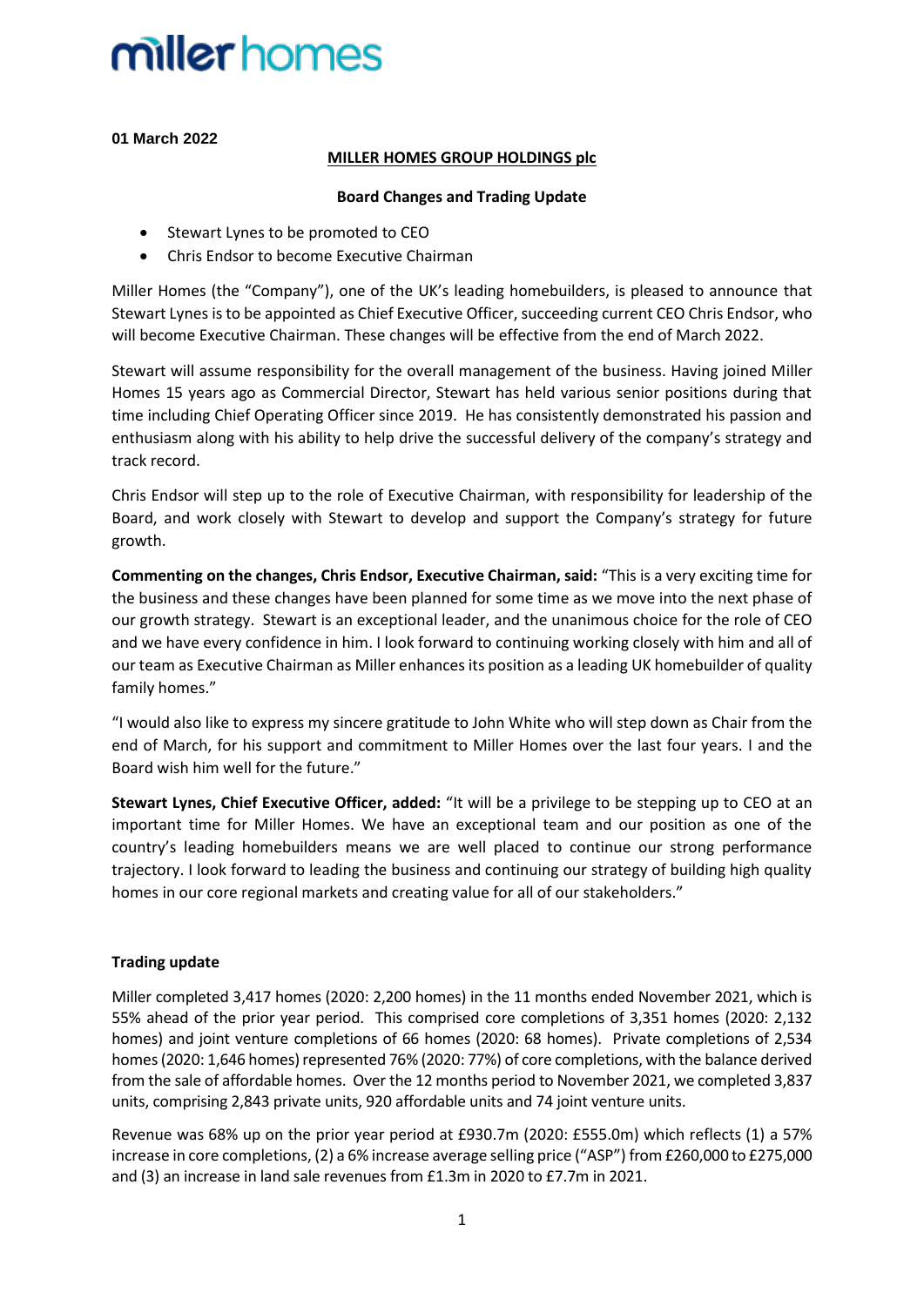**01 March 2022**

**MILLER HOMES GROUP HOLDINGS plc**

**Board Changes and Trading Update**

- Stewart Lynes to be promoted to CEO
- Chris Endsor to become Executive Chairman

Miller Homes (the "Company"), one of the UK's leading homebuilders, is pleased to announce that Stewart Lynes is to be appointed as Chief Executive Officer, succeeding current CEO Chris Endsor, who will become Executive Chairman. These changes will be effective from the end of March 2022.

Stewart will assume responsibility for the overall management of the business. Having joined Miller Homes 15 years ago as Commercial Director, Stewart has held various senior positions during that time including Chief Operating Officer since 2019. He has consistently demonstrated his passion and enthusiasm along with his ability to help drive the successful delivery of the company's strategy and track record.

Chris Endsor will step up to the role of Executive Chairman, with responsibility for leadership of the Board, and work closely with Stewart to develop and support the Company's strategy for future growth.

**Commenting on the changes, Chris Endsor, Executive Chairman, said:** "This is a very exciting time for the business and these changes have been planned for some time as we move into the next phase of our growth strategy. Stewart is an exceptional leader, and the unanimous choice for the role of CEO and we have every confidence in him. I look forward to continuing working closely with him and all of our team as Executive Chairman as Miller enhances its position as a leading UK homebuilder of quality family homes."

"I would also like to express my sincere gratitude to John White who will step down as Chair from the end of March, for his support and commitment to Miller Homes over the last four years. I and the Board wish him well for the future."

**Stewart Lynes, Chief Executive Officer, added:** "It will be a privilege to be stepping up to CEO at an important time for Miller Homes. We have an exceptional team and our position as one of the country's leading homebuilders means we are well placed to continue our strong performance trajectory. I look forward to leading the business and continuing our strategy of building high quality homes in our core regional markets and creating value for all of our stakeholders."

**Trading update**

Miller completed 3,417 homes (2020: 2,200 homes) in the 11 months ended November 2021, which is 55% ahead of the prior year period. This comprised core completions of 3,351 homes (2020: 2,132 homes) and joint venture completions of 66 homes (2020: 68 homes). Private completions of 2,534 homes (2020: 1,646 homes) represented 76% (2020: 77%) of core completions, with the balance derived from the sale of affordable homes. Over the 12 months period to November 2021, we completed 3,837 units, comprising 2,843 private units, 920 affordable units and 74 joint venture units.

Revenue was 68% up on the prior year period at £930.7m (2020: £555.0m) which reflects (1) a 57% increase in core completions, (2) a 6% increase average selling price ("ASP") from £260,000 to £275,000 and (3) an increase in land sale revenues from £1.3m in 2020 to £7.7m in 2021.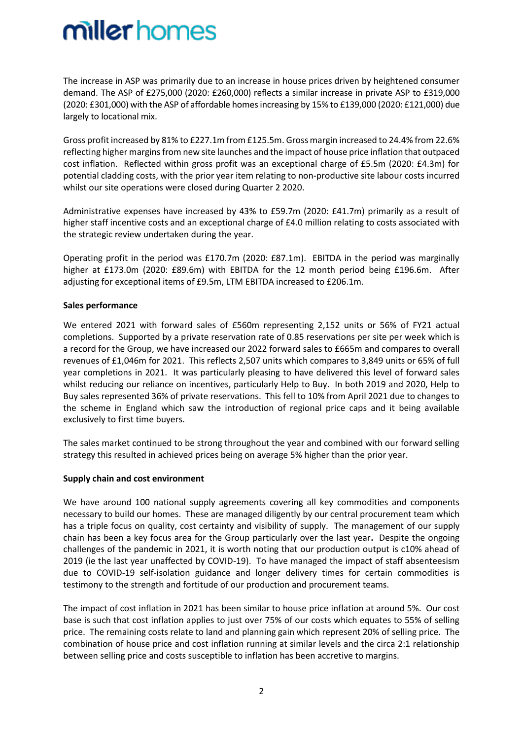The increase in ASP was primarily due to an increase in house prices driven by heightened consumer demand. The ASP of £275,000 (2020: £260,000) reflects a similar increase in private ASP to £319,000 (2020: £301,000) with the ASP of affordable homes increasing by 15% to £139,000 (2020: £121,000) due largely to locational mix.

Gross profit increased by 81% to £227.1m from £125.5m. Gross margin increased to 24.4% from 22.6% reflecting higher margins from new site launches and the impact of house price inflation that outpaced cost inflation. Reflected within gross profit was an exceptional charge of £5.5m (2020: £4.3m) for potential cladding costs, with the prior year item relating to non-productive site labour costs incurred whilst our site operations were closed during Quarter 2 2020.

Administrative expenses have increased by 43% to £59.7m (2020: £41.7m) primarily as a result of higher staff incentive costs and an exceptional charge of £4.0 million relating to costs associated with the strategic review undertaken during the year.

Operating profit in the period was £170.7m (2020: £87.1m). EBITDA in the period was marginally higher at £173.0m (2020: £89.6m) with EBITDA for the 12 month period being £196.6m. After adjusting for exceptional items of £9.5m, LTM EBITDA increased to £206.1m.

**Sales performance**

We entered 2021 with forward sales of £560m representing 2,152 units or 56% of FY21 actual completions. Supported by a private reservation rate of 0.85 reservations per site per week which is a record for the Group, we have increased our 2022 forward sales to £665m and compares to overall revenues of £1,046m for 2021. This reflects 2,507 units which compares to 3,849 units or 65% of full year completions in 2021. It was particularly pleasing to have delivered this level of forward sales whilst reducing our reliance on incentives, particularly Help to Buy. In both 2019 and 2020, Help to Buy sales represented 36% of private reservations. This fell to 10% from April 2021 due to changes to the scheme in England which saw the introduction of regional price caps and it being available exclusively to first time buyers.

The sales market continued to be strong throughout the year and combined with our forward selling strategy this resulted in achieved prices being on average 5% higher than the prior year.

**Supply chain and cost environment**

We have around 100 national supply agreements covering all key commodities and components necessary to build our homes. These are managed diligently by our central procurement team which has a triple focus on quality, cost certainty and visibility of supply. The management of our supply chain has been a key focus area for the Group particularly over the last year. Despite the ongoing challenges of the pandemic in 2021, it is worth noting that our production output is c10% ahead of 2019 (ie the last year unaffected by COVID-19). To have managed the impact of staff absenteeism due to COVID-19 self-isolation guidance and longer delivery times for certain commodities is testimony to the strength and fortitude of our production and procurement teams.

The impact of cost inflation in 2021 has been similar to house price inflation at around 5%. Our cost base is such that cost inflation applies to just over 75% of our costs which equates to 55% of selling price. The remaining costs relate to land and planning gain which represent 20% of selling price. The combination of house price and cost inflation running at similar levels and the circa 2:1 relationship between selling price and costs susceptible to inflation has been accretive to margins.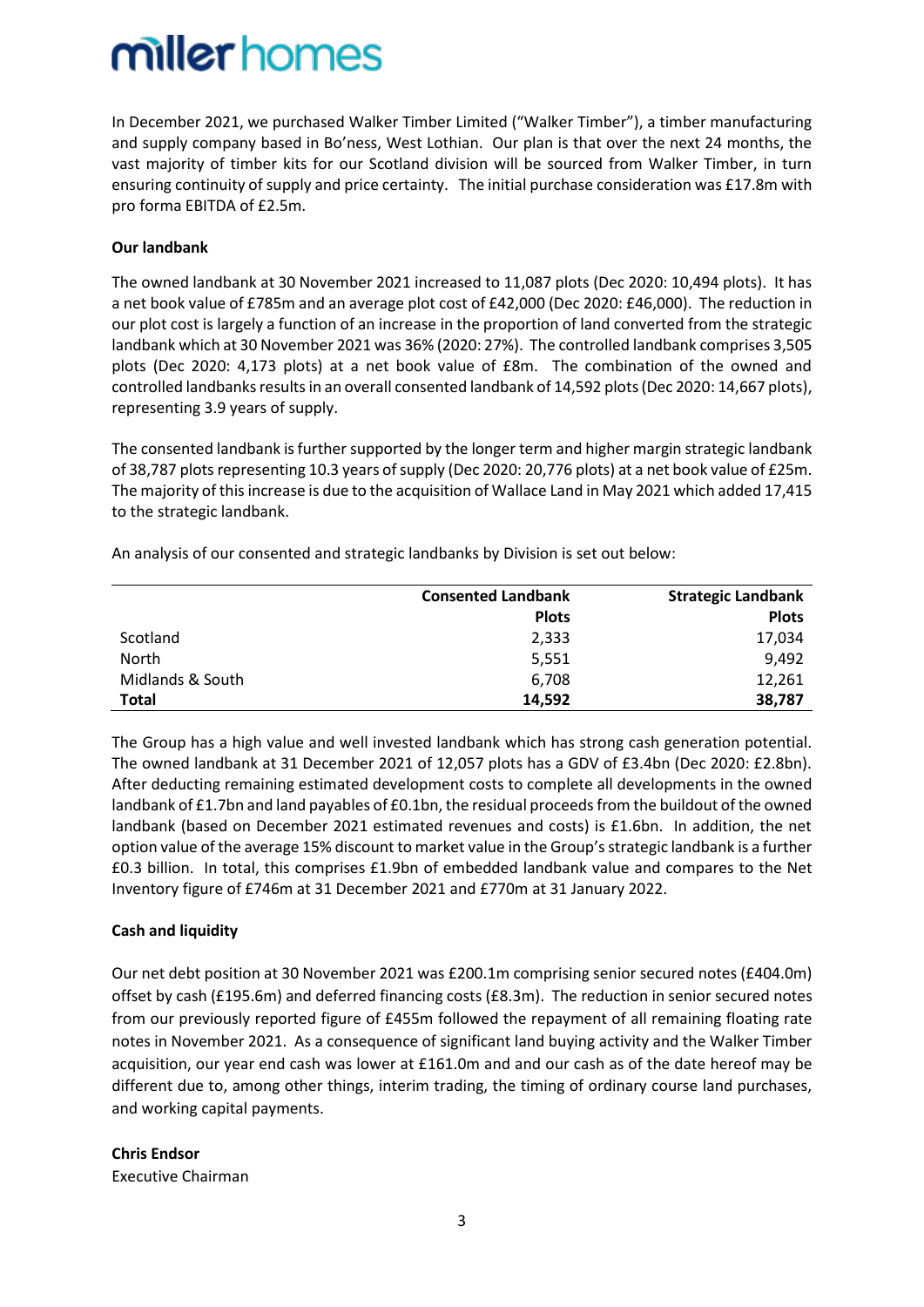In December 2021, we purchased Walker Timber Limited ("Walker Timber"), a timber manufacturing and supply company based in Bo'ness, West Lothian. Our plan is that over the next 24 months, the vast majority of timber kits for our Scotland division will be sourced from Walker Timber, in turn ensuring continuity of supply and price certainty. The initial purchase consideration was £17.8m with pro forma EBITDA of £2.5m.

**Our landbank**

The owned landbank at 30 November 2021 increased to 11,087 plots (Dec 2020: 10,494 plots). It has a net book value of £785m and an average plot cost of £42,000 (Dec 2020: £46,000). The reduction in our plot cost is largely a function of an increase in the proportion of land converted from the strategic landbank which at 30 November 2021 was 36% (2020: 27%). The controlled landbank comprises 3,505 plots (Dec 2020: 4,173 plots) at a net book value of £8m. The combination of the owned and controlled landbanks results in an overall consented landbank of 14,592 plots (Dec 2020: 14,667 plots), representing 3.9 years of supply.

The consented landbank is further supported by the longer term and higher margin strategic landbank of 38,787 plots representing 10.3 years of supply (Dec 2020: 20,776 plots) at a net book value of £25m. The majority of this increase is due to the acquisition of Wallace Land in May 2021 which added 17,415 to the strategic landbank.

An analysis of our consented and strategic landbanks by Division is set out below:

| | Consented Landbank | Strategic Landbank |
|---|---|---|
| | Plots | Plots |
| Scotland | 2,333 | 17,034 |
| North | 5,551 | 9,492 |
| Midlands & South | 6,708 | 12,261 |
| **Total** | **14,592** | **38,787** |

The Group has a high value and well invested landbank which has strong cash generation potential. The owned landbank at 31 December 2021 of 12,057 plots has a GDV of £3.4bn (Dec 2020: £2.8bn). After deducting remaining estimated development costs to complete all developments in the owned landbank of £1.7bn and land payables of £0.1bn, the residual proceeds from the buildout of the owned landbank (based on December 2021 estimated revenues and costs) is £1.6bn. In addition, the net option value of the average 15% discount to market value in the Group's strategic landbank is a further £0.3 billion. In total, this comprises £1.9bn of embedded landbank value and compares to the Net Inventory figure of £746m at 31 December 2021 and £770m at 31 January 2022.

**Cash and liquidity**

Our net debt position at 30 November 2021 was £200.1m comprising senior secured notes (£404.0m) offset by cash (£195.6m) and deferred financing costs (£8.3m). The reduction in senior secured notes from our previously reported figure of £455m followed the repayment of all remaining floating rate notes in November 2021. As a consequence of significant land buying activity and the Walker Timber acquisition, our year end cash was lower at £161.0m and and our cash as of the date hereof may be different due to, among other things, interim trading, the timing of ordinary course land purchases, and working capital payments.

**Chris Endsor**
Executive Chairman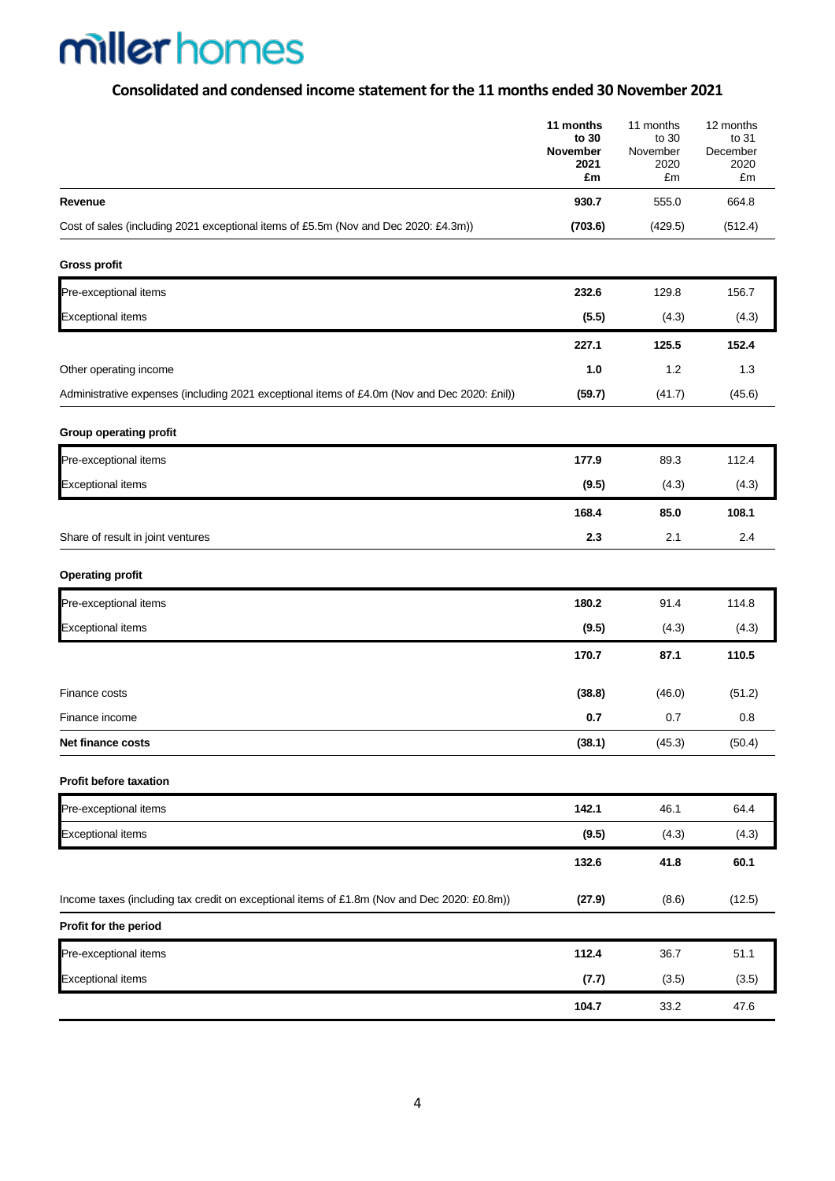# miller homes

## Consolidated and condensed income statement for the 11 months ended 30 November 2021

| | 11 months to 30 November 2021 £m | 11 months to 30 November 2020 £m | 12 months to 31 December 2020 £m |
|---|---|---|---|
| **Revenue** | **930.7** | 555.0 | 664.8 |
| Cost of sales (including 2021 exceptional items of £5.5m (Nov and Dec 2020: £4.3m)) | **(703.6)** | (429.5) | (512.4) |
| **Gross profit** | | | |
| Pre-exceptional items | **232.6** | 129.8 | 156.7 |
| Exceptional items | **(5.5)** | (4.3) | (4.3) |
| | **227.1** | **125.5** | **152.4** |
| Other operating income | **1.0** | 1.2 | 1.3 |
| Administrative expenses (including 2021 exceptional items of £4.0m (Nov and Dec 2020: £nil)) | **(59.7)** | (41.7) | (45.6) |
| **Group operating profit** | | | |
| Pre-exceptional items | **177.9** | 89.3 | 112.4 |
| Exceptional items | **(9.5)** | (4.3) | (4.3) |
| | **168.4** | **85.0** | **108.1** |
| Share of result in joint ventures | **2.3** | 2.1 | 2.4 |
| **Operating profit** | | | |
| Pre-exceptional items | **180.2** | 91.4 | 114.8 |
| Exceptional items | **(9.5)** | (4.3) | (4.3) |
| | **170.7** | **87.1** | **110.5** |
| Finance costs | **(38.8)** | (46.0) | (51.2) |
| Finance income | **0.7** | 0.7 | 0.8 |
| **Net finance costs** | **(38.1)** | (45.3) | (50.4) |
| **Profit before taxation** | | | |
| Pre-exceptional items | **142.1** | 46.1 | 64.4 |
| Exceptional items | **(9.5)** | (4.3) | (4.3) |
| | **132.6** | **41.8** | **60.1** |
| Income taxes (including tax credit on exceptional items of £1.8m (Nov and Dec 2020: £0.8m)) | **(27.9)** | (8.6) | (12.5) |
| **Profit for the period** | | | |
| Pre-exceptional items | **112.4** | 36.7 | 51.1 |
| Exceptional items | **(7.7)** | (3.5) | (3.5) |
| | **104.7** | 33.2 | 47.6 |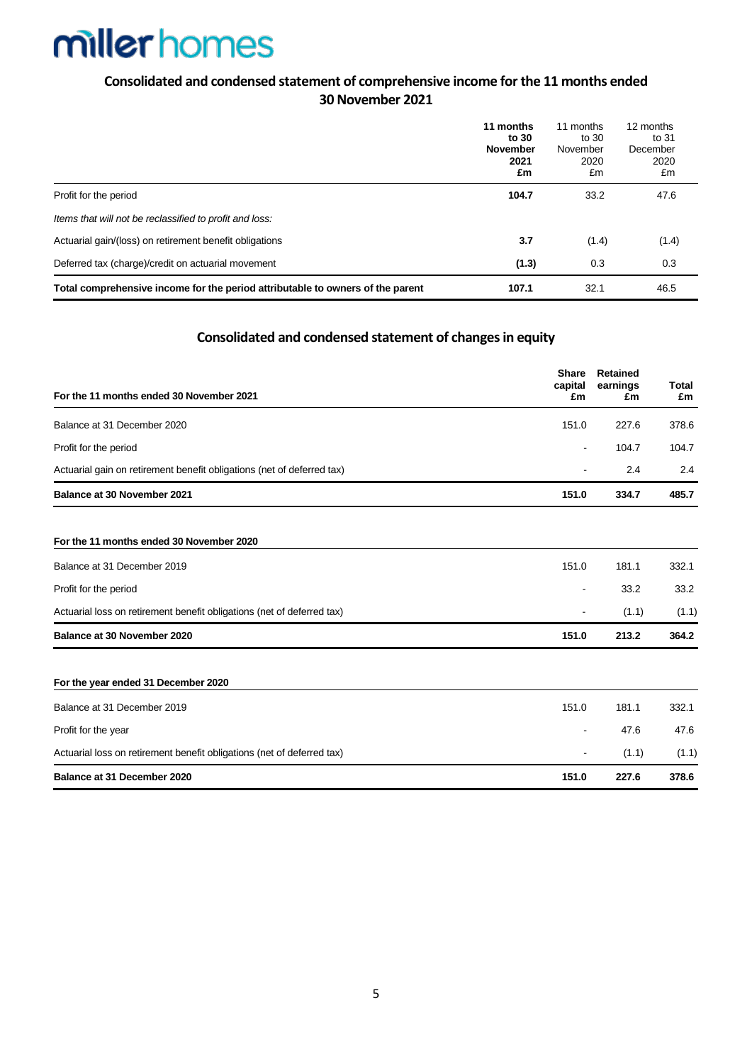miller homes

## Consolidated and condensed statement of comprehensive income for the 11 months ended 30 November 2021

| | **11 months to 30 November 2021 £m** | 11 months to 30 November 2020 £m | 12 months to 31 December 2020 £m |
|---|---|---|---|
| Profit for the period | **104.7** | 33.2 | 47.6 |
| *Items that will not be reclassified to profit and loss:* | | | |
| Actuarial gain/(loss) on retirement benefit obligations | **3.7** | (1.4) | (1.4) |
| Deferred tax (charge)/credit on actuarial movement | **(1.3)** | 0.3 | 0.3 |
| **Total comprehensive income for the period attributable to owners of the parent** | **107.1** | 32.1 | 46.5 |

## Consolidated and condensed statement of changes in equity

| **For the 11 months ended 30 November 2021** | **Share capital £m** | **Retained earnings £m** | **Total £m** |
|---|---|---|---|
| Balance at 31 December 2020 | 151.0 | 227.6 | 378.6 |
| Profit for the period | - | 104.7 | 104.7 |
| Actuarial gain on retirement benefit obligations (net of deferred tax) | - | 2.4 | 2.4 |
| **Balance at 30 November 2021** | **151.0** | **334.7** | **485.7** |
| | | | |
| **For the 11 months ended 30 November 2020** | | | |
| Balance at 31 December 2019 | 151.0 | 181.1 | 332.1 |
| Profit for the period | - | 33.2 | 33.2 |
| Actuarial loss on retirement benefit obligations (net of deferred tax) | - | (1.1) | (1.1) |
| **Balance at 30 November 2020** | **151.0** | **213.2** | **364.2** |
| | | | |
| **For the year ended 31 December 2020** | | | |
| Balance at 31 December 2019 | 151.0 | 181.1 | 332.1 |
| Profit for the year | - | 47.6 | 47.6 |
| Actuarial loss on retirement benefit obligations (net of deferred tax) | - | (1.1) | (1.1) |
| **Balance at 31 December 2020** | **151.0** | **227.6** | **378.6** |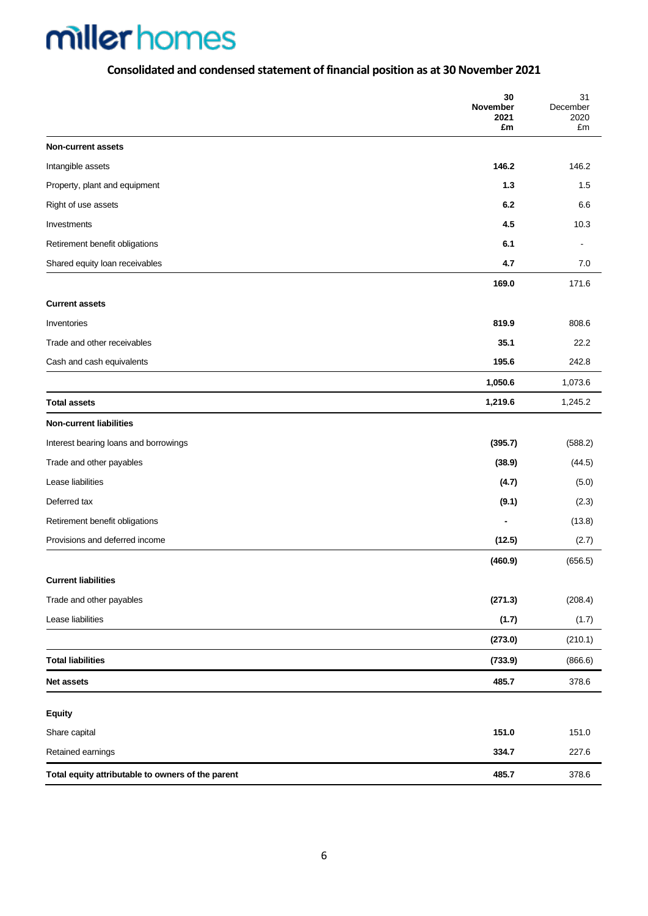miller homes

## Consolidated and condensed statement of financial position as at 30 November 2021

| | **30 November 2021 £m** | 31 December 2020 £m |
|---|---|---|
| **Non-current assets** | | |
| Intangible assets | **146.2** | 146.2 |
| Property, plant and equipment | **1.3** | 1.5 |
| Right of use assets | **6.2** | 6.6 |
| Investments | **4.5** | 10.3 |
| Retirement benefit obligations | **6.1** | - |
| Shared equity loan receivables | **4.7** | 7.0 |
| | **169.0** | 171.6 |
| **Current assets** | | |
| Inventories | **819.9** | 808.6 |
| Trade and other receivables | **35.1** | 22.2 |
| Cash and cash equivalents | **195.6** | 242.8 |
| | **1,050.6** | 1,073.6 |
| **Total assets** | **1,219.6** | 1,245.2 |
| **Non-current liabilities** | | |
| Interest bearing loans and borrowings | **(395.7)** | (588.2) |
| Trade and other payables | **(38.9)** | (44.5) |
| Lease liabilities | **(4.7)** | (5.0) |
| Deferred tax | **(9.1)** | (2.3) |
| Retirement benefit obligations | **-** | (13.8) |
| Provisions and deferred income | **(12.5)** | (2.7) |
| | **(460.9)** | (656.5) |
| **Current liabilities** | | |
| Trade and other payables | **(271.3)** | (208.4) |
| Lease liabilities | **(1.7)** | (1.7) |
| | **(273.0)** | (210.1) |
| **Total liabilities** | **(733.9)** | (866.6) |
| **Net assets** | **485.7** | 378.6 |
| **Equity** | | |
| Share capital | **151.0** | 151.0 |
| Retained earnings | **334.7** | 227.6 |
| **Total equity attributable to owners of the parent** | **485.7** | 378.6 |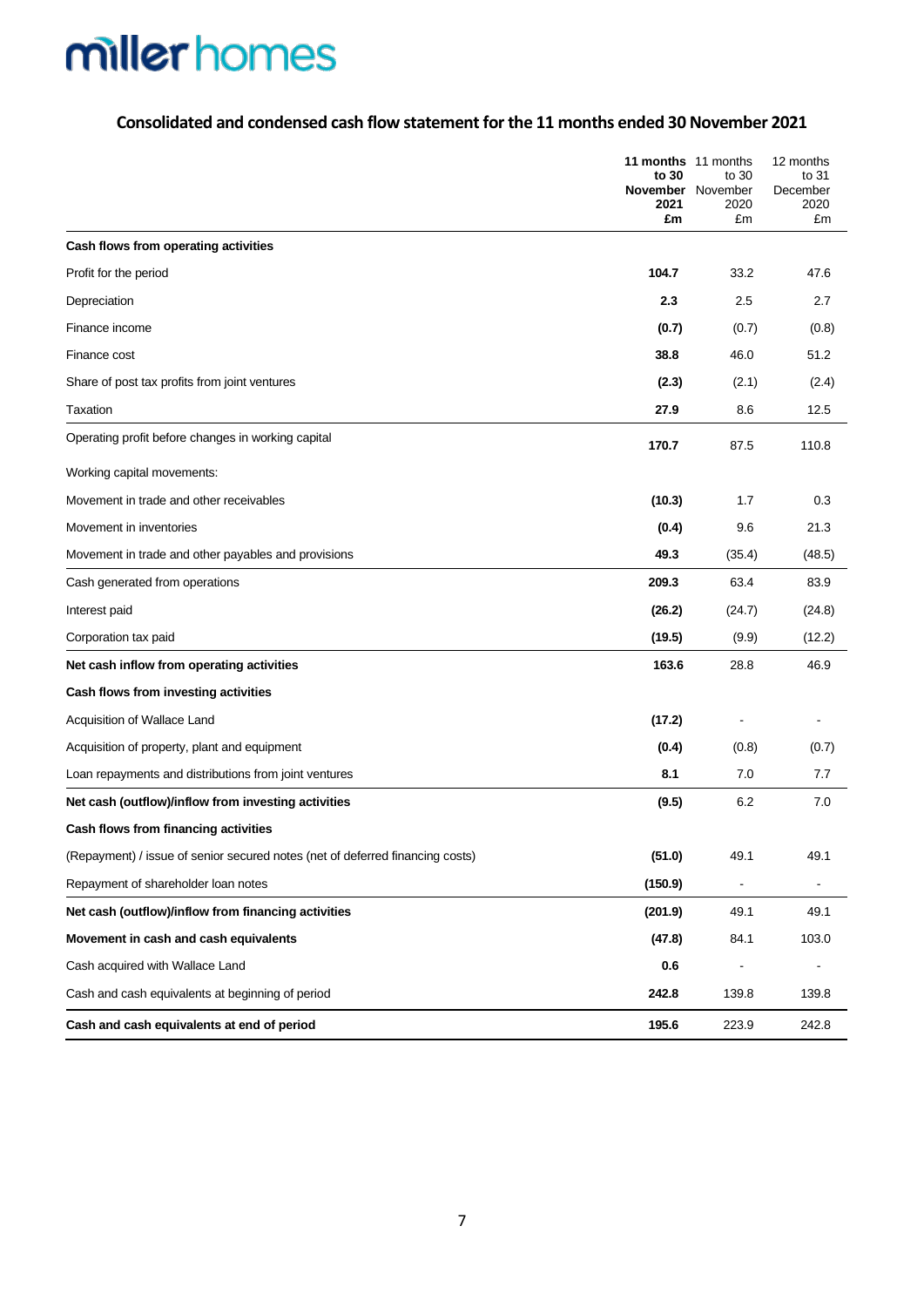# miller homes

## Consolidated and condensed cash flow statement for the 11 months ended 30 November 2021

| | **11 months to 30 November 2021 £m** | 11 months to 30 November 2020 £m | 12 months to 31 December 2020 £m |
|---|---|---|---|
| **Cash flows from operating activities** | | | |
| Profit for the period | **104.7** | 33.2 | 47.6 |
| Depreciation | **2.3** | 2.5 | 2.7 |
| Finance income | **(0.7)** | (0.7) | (0.8) |
| Finance cost | **38.8** | 46.0 | 51.2 |
| Share of post tax profits from joint ventures | **(2.3)** | (2.1) | (2.4) |
| Taxation | **27.9** | 8.6 | 12.5 |
| Operating profit before changes in working capital | **170.7** | 87.5 | 110.8 |
| Working capital movements: | | | |
| Movement in trade and other receivables | **(10.3)** | 1.7 | 0.3 |
| Movement in inventories | **(0.4)** | 9.6 | 21.3 |
| Movement in trade and other payables and provisions | **49.3** | (35.4) | (48.5) |
| Cash generated from operations | **209.3** | 63.4 | 83.9 |
| Interest paid | **(26.2)** | (24.7) | (24.8) |
| Corporation tax paid | **(19.5)** | (9.9) | (12.2) |
| **Net cash inflow from operating activities** | **163.6** | 28.8 | 46.9 |
| **Cash flows from investing activities** | | | |
| Acquisition of Wallace Land | **(17.2)** | - | - |
| Acquisition of property, plant and equipment | **(0.4)** | (0.8) | (0.7) |
| Loan repayments and distributions from joint ventures | **8.1** | 7.0 | 7.7 |
| **Net cash (outflow)/inflow from investing activities** | **(9.5)** | 6.2 | 7.0 |
| **Cash flows from financing activities** | | | |
| (Repayment) / issue of senior secured notes (net of deferred financing costs) | **(51.0)** | 49.1 | 49.1 |
| Repayment of shareholder loan notes | **(150.9)** | - | - |
| **Net cash (outflow)/inflow from financing activities** | **(201.9)** | 49.1 | 49.1 |
| **Movement in cash and cash equivalents** | **(47.8)** | 84.1 | 103.0 |
| Cash acquired with Wallace Land | **0.6** | - | - |
| Cash and cash equivalents at beginning of period | **242.8** | 139.8 | 139.8 |
| **Cash and cash equivalents at end of period** | **195.6** | 223.9 | 242.8 |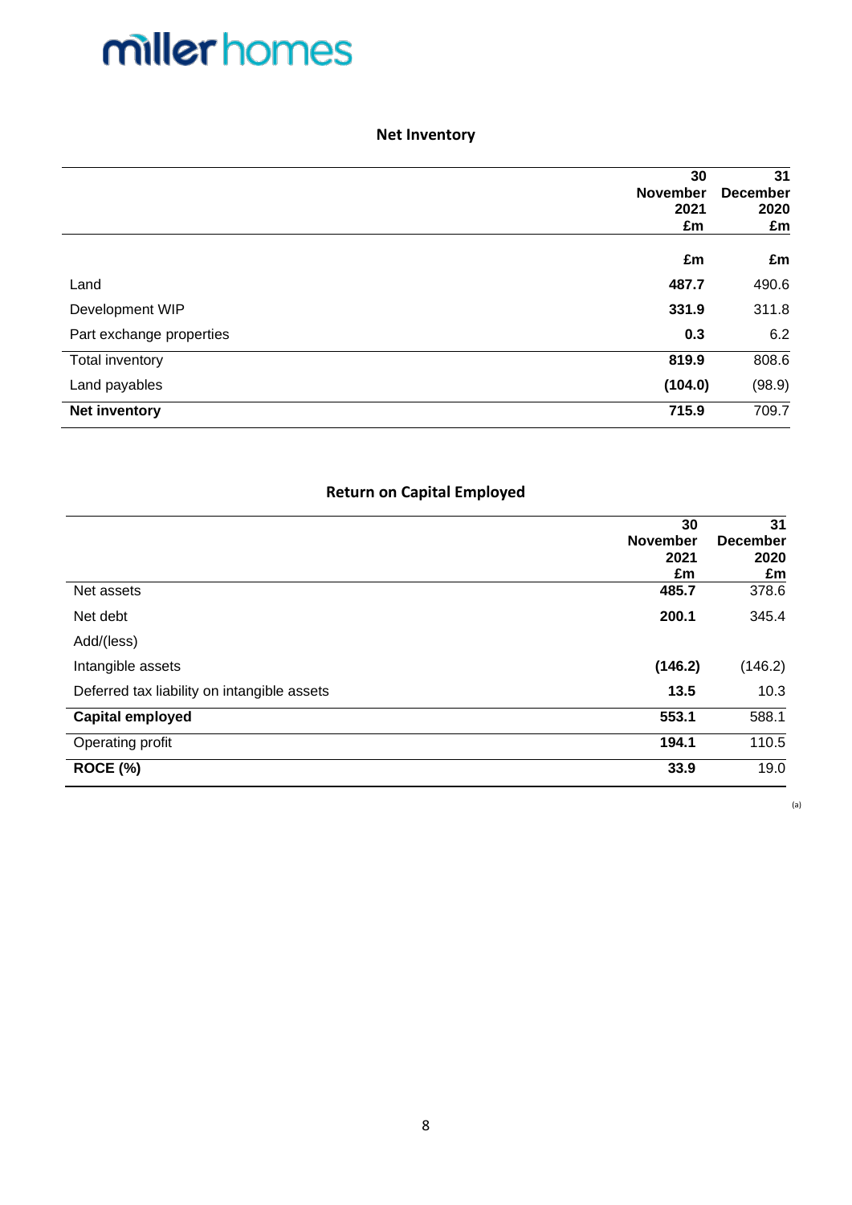## Net Inventory

| | 30 November 2021 £m | 31 December 2020 £m |
|---|---|---|
| | **£m** | **£m** |
| Land | **487.7** | 490.6 |
| Development WIP | **331.9** | 311.8 |
| Part exchange properties | **0.3** | 6.2 |
| Total inventory | **819.9** | 808.6 |
| Land payables | **(104.0)** | (98.9) |
| **Net inventory** | **715.9** | 709.7 |

## Return on Capital Employed

| | 30 November 2021 £m | 31 December 2020 £m |
|---|---|---|
| Net assets | **485.7** | 378.6 |
| Net debt | **200.1** | 345.4 |
| Add/(less) | | |
| Intangible assets | **(146.2)** | (146.2) |
| Deferred tax liability on intangible assets | **13.5** | 10.3 |
| **Capital employed** | **553.1** | 588.1 |
| Operating profit | **194.1** | 110.5 |
| **ROCE (%)** | **33.9** | 19.0 |

(a)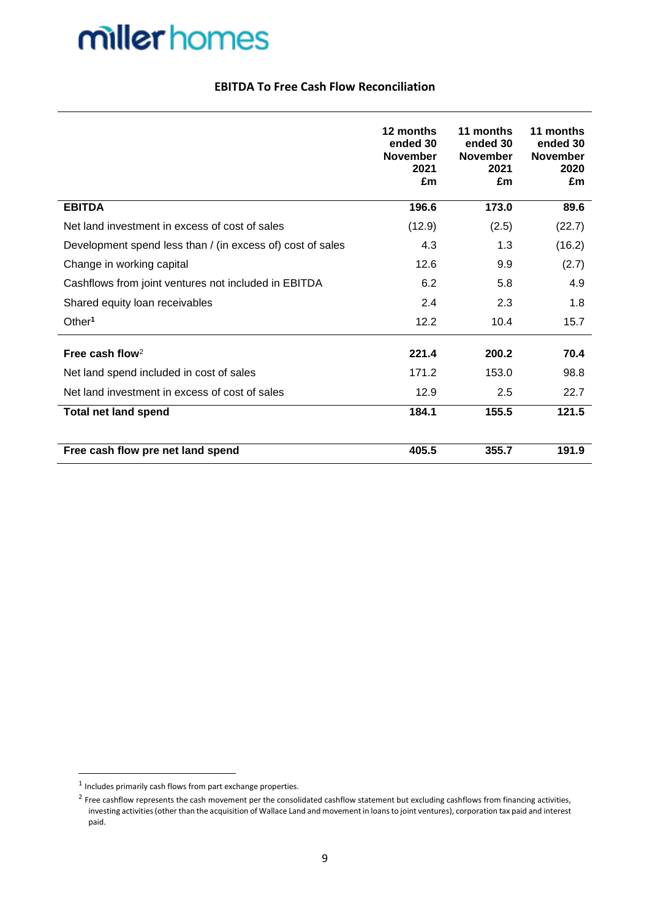## EBITDA To Free Cash Flow Reconciliation

| | 12 months ended 30 November 2021 £m | 11 months ended 30 November 2021 £m | 11 months ended 30 November 2020 £m |
|---|---|---|---|
| **EBITDA** | **196.6** | **173.0** | **89.6** |
| Net land investment in excess of cost of sales | (12.9) | (2.5) | (22.7) |
| Development spend less than / (in excess of) cost of sales | 4.3 | 1.3 | (16.2) |
| Change in working capital | 12.6 | 9.9 | (2.7) |
| Cashflows from joint ventures not included in EBITDA | 6.2 | 5.8 | 4.9 |
| Shared equity loan receivables | 2.4 | 2.3 | 1.8 |
| Other[1] | 12.2 | 10.4 | 15.7 |
| **Free cash flow**[2] | **221.4** | **200.2** | **70.4** |
| Net land spend included in cost of sales | 171.2 | 153.0 | 98.8 |
| Net land investment in excess of cost of sales | 12.9 | 2.5 | 22.7 |
| **Total net land spend** | **184.1** | **155.5** | **121.5** |
| **Free cash flow pre net land spend** | **405.5** | **355.7** | **191.9** |

[1] Includes primarily cash flows from part exchange properties.

[2] Free cashflow represents the cash movement per the consolidated cashflow statement but excluding cashflows from financing activities, investing activities (other than the acquisition of Wallace Land and movement in loans to joint ventures), corporation tax paid and interest paid.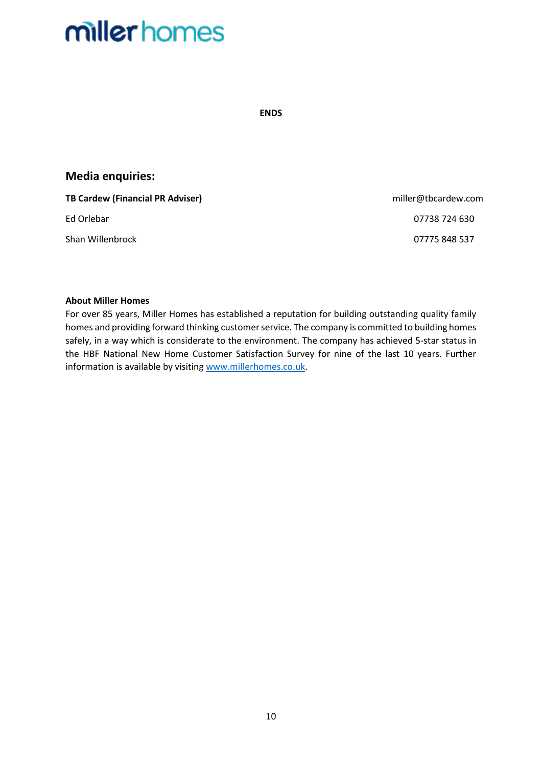**ENDS**

## Media enquiries:

| | |
|---|---|
| **TB Cardew (Financial PR Adviser)** | miller@tbcardew.com |
| Ed Orlebar | 07738 724 630 |
| Shan Willenbrock | 07775 848 537 |

**About Miller Homes**

For over 85 years, Miller Homes has established a reputation for building outstanding quality family homes and providing forward thinking customer service. The company is committed to building homes safely, in a way which is considerate to the environment. The company has achieved 5-star status in the HBF National New Home Customer Satisfaction Survey for nine of the last 10 years. Further information is available by visiting www.millerhomes.co.uk.